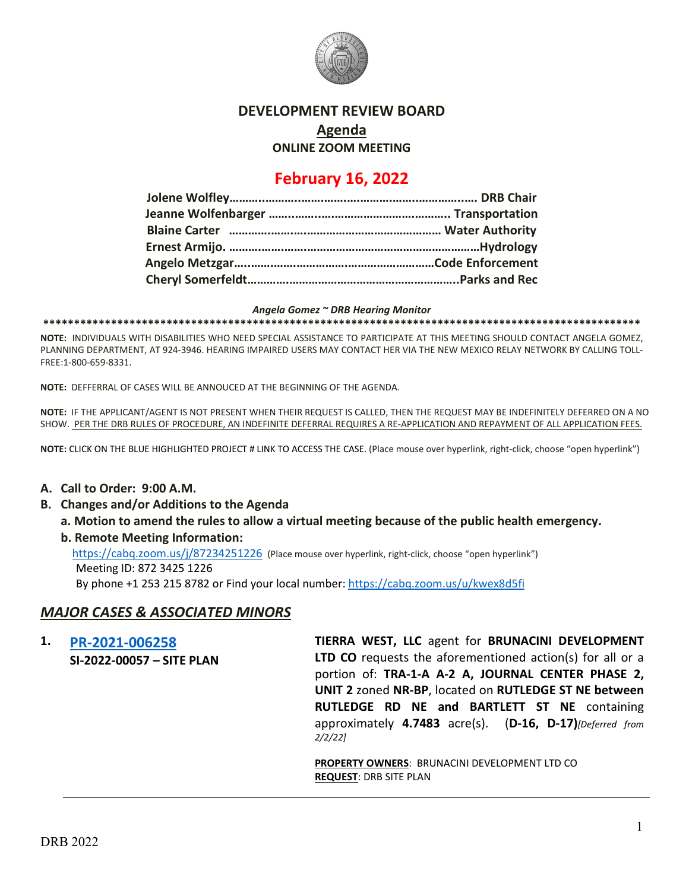# DEVELOPMENT REVIEW BOARD

## Agenda

### ONLINE ZOOM MEETING

## February 16, 2022

**Jolene Wolfley……………………………………………………………. DRB Chair**
**Jeanne Wolfenbarger ……………………………………………….. Transportation**
**Blaine Carter ………………………………………………………… Water Authority**
**Ernest Armijo. …………………………………………………………………Hydrology**
**Angelo Metzgar……………………………………………………Code Enforcement**
**Cheryl Somerfeldt………………………………………………………..Parks and Rec**

***Angela Gomez ~ DRB Hearing Monitor***

****************************************************************************************************

**NOTE:** INDIVIDUALS WITH DISABILITIES WHO NEED SPECIAL ASSISTANCE TO PARTICIPATE AT THIS MEETING SHOULD CONTACT ANGELA GOMEZ, PLANNING DEPARTMENT, AT 924-3946. HEARING IMPAIRED USERS MAY CONTACT HER VIA THE NEW MEXICO RELAY NETWORK BY CALLING TOLL-FREE:1-800-659-8331.

**NOTE:** DEFFERRAL OF CASES WILL BE ANNOUCED AT THE BEGINNING OF THE AGENDA.

**NOTE:** IF THE APPLICANT/AGENT IS NOT PRESENT WHEN THEIR REQUEST IS CALLED, THEN THE REQUEST MAY BE INDEFINITELY DEFERRED ON A NO SHOW. PER THE DRB RULES OF PROCEDURE, AN INDEFINITE DEFERRAL REQUIRES A RE-APPLICATION AND REPAYMENT OF ALL APPLICATION FEES.

**NOTE:** CLICK ON THE BLUE HIGHLIGHTED PROJECT # LINK TO ACCESS THE CASE. (Place mouse over hyperlink, right-click, choose "open hyperlink")

**A. Call to Order: 9:00 A.M.**

**B. Changes and/or Additions to the Agenda**

**a. Motion to amend the rules to allow a virtual meeting because of the public health emergency.**

**b. Remote Meeting Information:**

https://cabq.zoom.us/j/87234251226 (Place mouse over hyperlink, right-click, choose "open hyperlink")
Meeting ID: 872 3425 1226
By phone +1 253 215 8782 or Find your local number: https://cabq.zoom.us/u/kwex8d5fi

## *MAJOR CASES & ASSOCIATED MINORS*

**1. PR-2021-006258**
**SI-2022-00057 – SITE PLAN**

**TIERRA WEST, LLC** agent for **BRUNACINI DEVELOPMENT LTD CO** requests the aforementioned action(s) for all or a portion of: **TRA-1-A A-2 A, JOURNAL CENTER PHASE 2, UNIT 2** zoned **NR-BP**, located on **RUTLEDGE ST NE between RUTLEDGE RD NE and BARTLETT ST NE** containing approximately **4.7483** acre(s). (**D-16, D-17)***[Deferred from 2/2/22]*

**PROPERTY OWNERS**: BRUNACINI DEVELOPMENT LTD CO
**REQUEST**: DRB SITE PLAN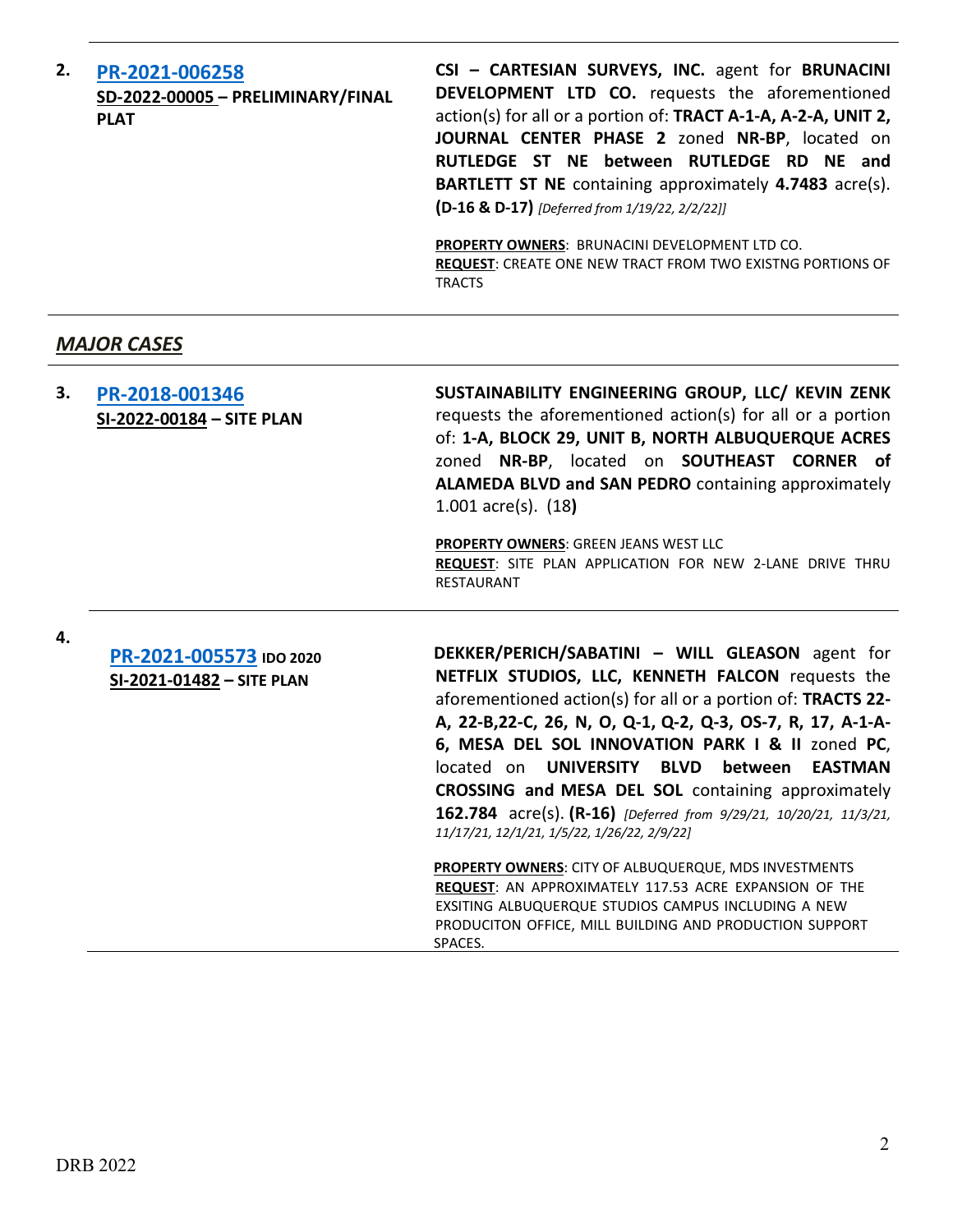**2.** **[PR-2021-006258](PR-2021-006258)**
**SD-2022-00005 – PRELIMINARY/FINAL PLAT**

**CSI – CARTESIAN SURVEYS, INC.** agent for **BRUNACINI DEVELOPMENT LTD CO.** requests the aforementioned action(s) for all or a portion of: **TRACT A-1-A, A-2-A, UNIT 2, JOURNAL CENTER PHASE 2** zoned **NR-BP**, located on **RUTLEDGE ST NE between RUTLEDGE RD NE and BARTLETT ST NE** containing approximately **4.7483** acre(s). **(D-16 & D-17)** *[Deferred from 1/19/22, 2/2/22]]*

**PROPERTY OWNERS**: BRUNACINI DEVELOPMENT LTD CO.
**REQUEST**: CREATE ONE NEW TRACT FROM TWO EXISTNG PORTIONS OF TRACTS

---

## *MAJOR CASES*

**3.** **[PR-2018-001346](PR-2018-001346)**
**SI-2022-00184 – SITE PLAN**

**SUSTAINABILITY ENGINEERING GROUP, LLC/ KEVIN ZENK** requests the aforementioned action(s) for all or a portion of: **1-A, BLOCK 29, UNIT B, NORTH ALBUQUERQUE ACRES** zoned **NR-BP**, located on **SOUTHEAST CORNER of ALAMEDA BLVD and SAN PEDRO** containing approximately 1.001 acre(s). (18**)**

**PROPERTY OWNERS**: GREEN JEANS WEST LLC
**REQUEST**: SITE PLAN APPLICATION FOR NEW 2-LANE DRIVE THRU RESTAURANT

---

**4.** **[PR-2021-005573](PR-2021-005573) IDO 2020**
**SI-2021-01482 – SITE PLAN**

**DEKKER/PERICH/SABATINI – WILL GLEASON** agent for **NETFLIX STUDIOS, LLC, KENNETH FALCON** requests the aforementioned action(s) for all or a portion of: **TRACTS 22-A, 22-B,22-C, 26, N, O, Q-1, Q-2, Q-3, OS-7, R, 17, A-1-A-6, MESA DEL SOL INNOVATION PARK I & II** zoned **PC**, located on **UNIVERSITY BLVD between EASTMAN CROSSING and MESA DEL SOL** containing approximately **162.784** acre(s). **(R-16)** *[Deferred from 9/29/21, 10/20/21, 11/3/21, 11/17/21, 12/1/21, 1/5/22, 1/26/22, 2/9/22]*

**PROPERTY OWNERS**: CITY OF ALBUQUERQUE, MDS INVESTMENTS
**REQUEST**: AN APPROXIMATELY 117.53 ACRE EXPANSION OF THE EXSITING ALBUQUERQUE STUDIOS CAMPUS INCLUDING A NEW PRODUCITON OFFICE, MILL BUILDING AND PRODUCTION SUPPORT SPACES.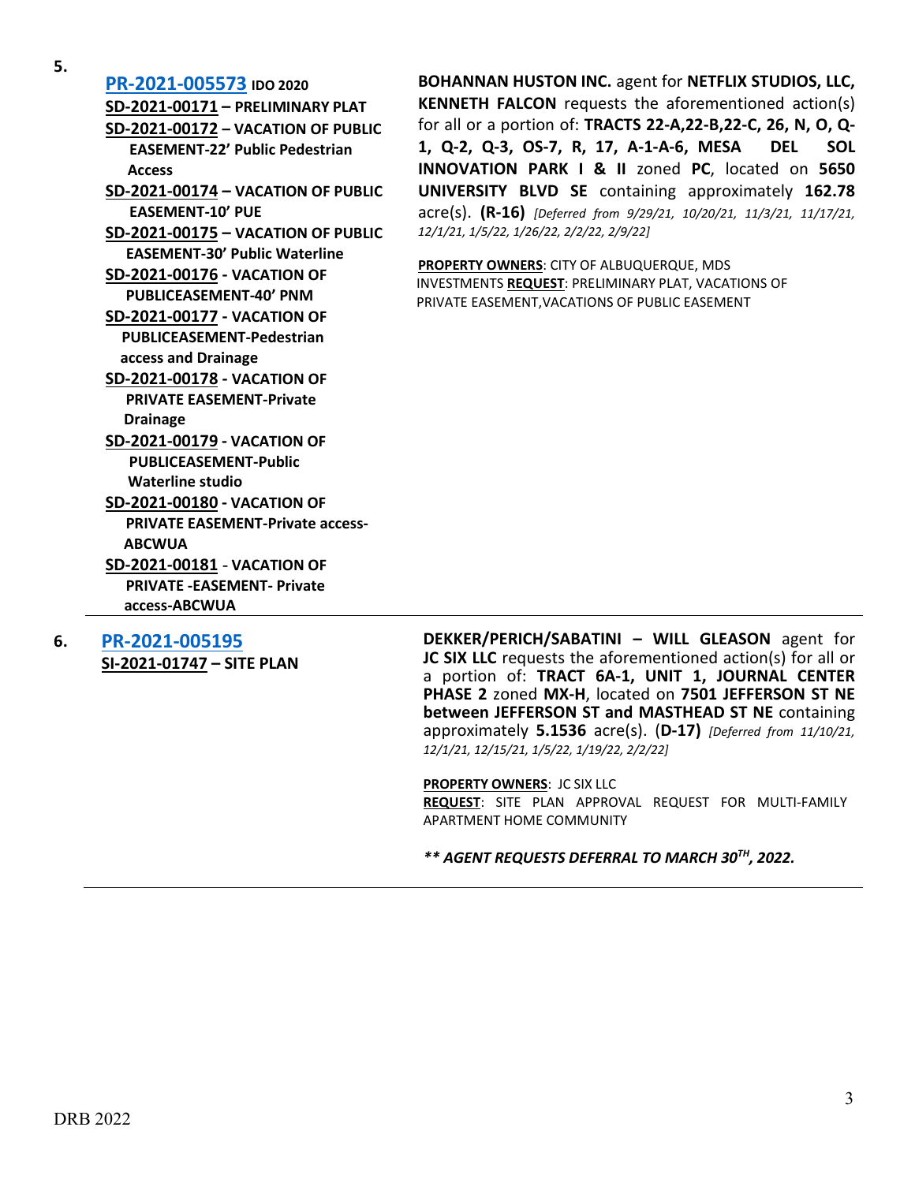5. **PR-2021-005573** **IDO 2020**
**SD-2021-00171 – PRELIMINARY PLAT**
**SD-2021-00172 – VACATION OF PUBLIC EASEMENT-22' Public Pedestrian Access**
**SD-2021-00174 – VACATION OF PUBLIC EASEMENT-10' PUE**
**SD-2021-00175 – VACATION OF PUBLIC EASEMENT-30' Public Waterline**
**SD-2021-00176 - VACATION OF PUBLICEASEMENT-40' PNM**
**SD-2021-00177 - VACATION OF PUBLICEASEMENT-Pedestrian access and Drainage**
**SD-2021-00178 - VACATION OF PRIVATE EASEMENT-Private Drainage**
**SD-2021-00179 - VACATION OF PUBLICEASEMENT-Public Waterline studio**
**SD-2021-00180 - VACATION OF PRIVATE EASEMENT-Private access-ABCWUA**
**SD-2021-00181 - VACATION OF PRIVATE -EASEMENT- Private access-ABCWUA**

**BOHANNAN HUSTON INC.** agent for **NETFLIX STUDIOS, LLC, KENNETH FALCON** requests the aforementioned action(s) for all or a portion of: **TRACTS 22-A,22-B,22-C, 26, N, O, Q-1, Q-2, Q-3, OS-7, R, 17, A-1-A-6, MESA DEL SOL INNOVATION PARK I & II** zoned **PC**, located on **5650 UNIVERSITY BLVD SE** containing approximately **162.78** acre(s). **(R-16)** *[Deferred from 9/29/21, 10/20/21, 11/3/21, 11/17/21, 12/1/21, 1/5/22, 1/26/22, 2/2/22, 2/9/22]*

**PROPERTY OWNERS**: CITY OF ALBUQUERQUE, MDS INVESTMENTS **REQUEST**: PRELIMINARY PLAT, VACATIONS OF PRIVATE EASEMENT,VACATIONS OF PUBLIC EASEMENT

---

6. **PR-2021-005195**
**SI-2021-01747 – SITE PLAN**

**DEKKER/PERICH/SABATINI – WILL GLEASON** agent for **JC SIX LLC** requests the aforementioned action(s) for all or a portion of: **TRACT 6A-1, UNIT 1, JOURNAL CENTER PHASE 2** zoned **MX-H**, located on **7501 JEFFERSON ST NE between JEFFERSON ST and MASTHEAD ST NE** containing approximately **5.1536** acre(s). (**D-17)** *[Deferred from 11/10/21, 12/1/21, 12/15/21, 1/5/22, 1/19/22, 2/2/22]*

**PROPERTY OWNERS**: JC SIX LLC
**REQUEST**: SITE PLAN APPROVAL REQUEST FOR MULTI-FAMILY APARTMENT HOME COMMUNITY

***\*\* AGENT REQUESTS DEFERRAL TO MARCH 30TH, 2022.***

---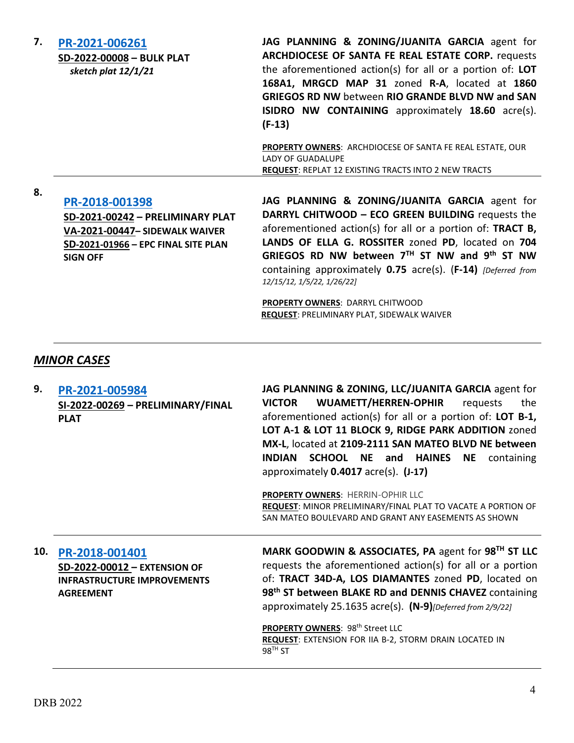**7.** **PR-2021-006261**
**SD-2022-00008 – BULK PLAT**
***sketch plat 12/1/21***

**JAG PLANNING & ZONING/JUANITA GARCIA** agent for **ARCHDIOCESE OF SANTA FE REAL ESTATE CORP.** requests the aforementioned action(s) for all or a portion of: **LOT 168A1, MRGCD MAP 31** zoned **R-A**, located at **1860 GRIEGOS RD NW** between **RIO GRANDE BLVD NW and SAN ISIDRO NW CONTAINING** approximately **18.60** acre(s). **(F-13)**

**PROPERTY OWNERS**: ARCHDIOCESE OF SANTA FE REAL ESTATE, OUR LADY OF GUADALUPE
**REQUEST**: REPLAT 12 EXISTING TRACTS INTO 2 NEW TRACTS

---

**8.** **PR-2018-001398**
**SD-2021-00242 – PRELIMINARY PLAT**
**VA-2021-00447– SIDEWALK WAIVER**
**SD-2021-01966 – EPC FINAL SITE PLAN SIGN OFF**

**JAG PLANNING & ZONING/JUANITA GARCIA** agent for **DARRYL CHITWOOD – ECO GREEN BUILDING** requests the aforementioned action(s) for all or a portion of: **TRACT B, LANDS OF ELLA G. ROSSITER** zoned **PD**, located on **704 GRIEGOS RD NW between 7TH ST NW and 9th ST NW** containing approximately **0.75** acre(s). (**F-14)** *[Deferred from 12/15/12, 1/5/22, 1/26/22]*

**PROPERTY OWNERS**: DARRYL CHITWOOD
**REQUEST**: PRELIMINARY PLAT, SIDEWALK WAIVER

---

## *MINOR CASES*

**9.** **PR-2021-005984**
**SI-2022-00269 – PRELIMINARY/FINAL PLAT**

**JAG PLANNING & ZONING, LLC/JUANITA GARCIA** agent for **VICTOR WUAMETT/HERREN-OPHIR** requests the aforementioned action(s) for all or a portion of: **LOT B-1, LOT A-1 & LOT 11 BLOCK 9, RIDGE PARK ADDITION** zoned **MX-L**, located at **2109-2111 SAN MATEO BLVD NE between INDIAN SCHOOL NE and HAINES NE** containing approximately **0.4017** acre(s). **(J-17)**

**PROPERTY OWNERS**: HERRIN-OPHIR LLC
**REQUEST**: MINOR PRELIMINARY/FINAL PLAT TO VACATE A PORTION OF SAN MATEO BOULEVARD AND GRANT ANY EASEMENTS AS SHOWN

---

**10.** **PR-2018-001401**
**SD-2022-00012 – EXTENSION OF INFRASTRUCTURE IMPROVEMENTS AGREEMENT**

**MARK GOODWIN & ASSOCIATES, PA** agent for **98TH ST LLC** requests the aforementioned action(s) for all or a portion of: **TRACT 34D-A, LOS DIAMANTES** zoned **PD**, located on **98th ST between BLAKE RD and DENNIS CHAVEZ** containing approximately 25.1635 acre(s). **(N-9)***[Deferred from 2/9/22]*

**PROPERTY OWNERS**: 98th Street LLC
**REQUEST**: EXTENSION FOR IIA B-2, STORM DRAIN LOCATED IN 98TH ST

---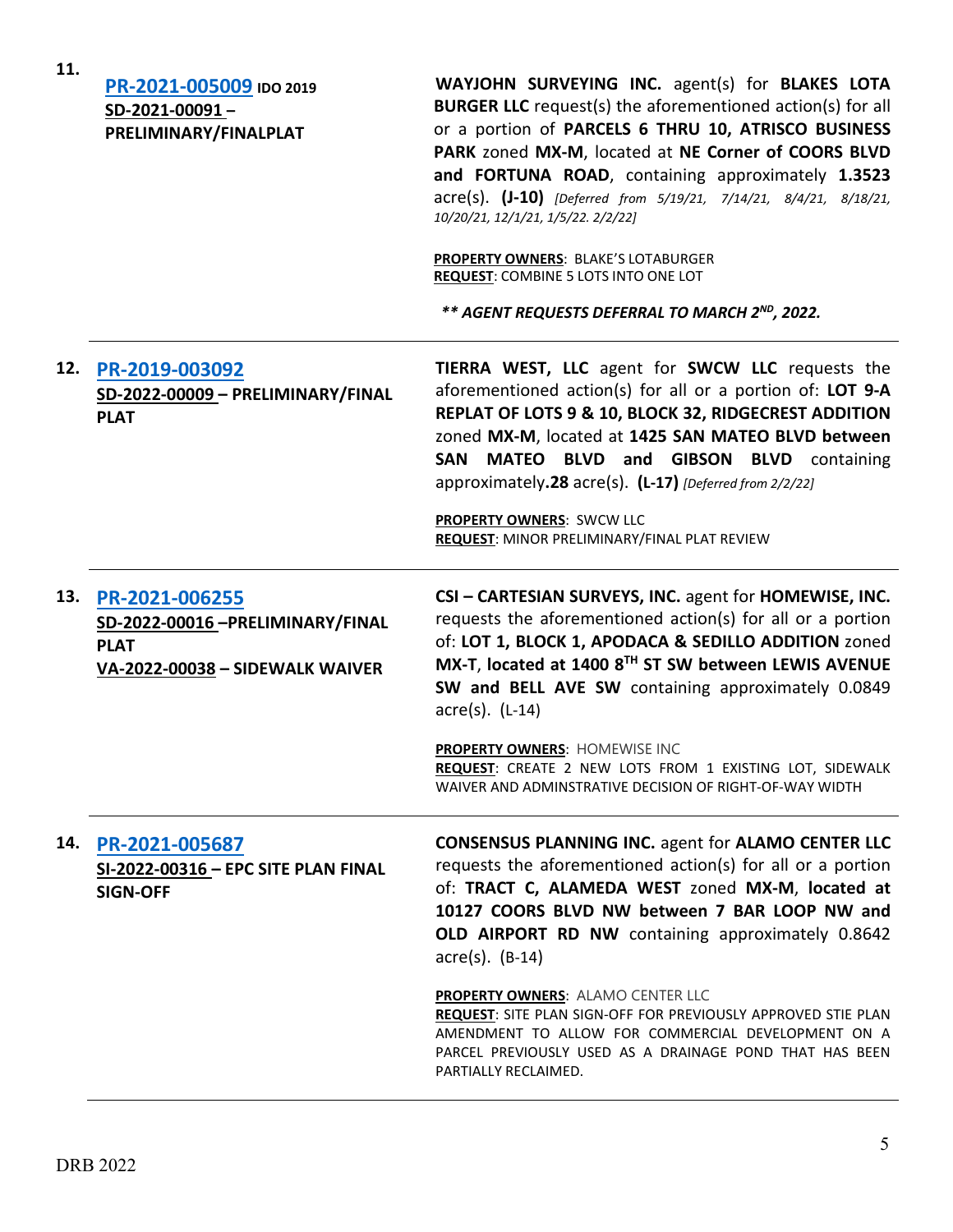**11.**

**PR-2021-005009** **IDO 2019**
**SD-2021-00091 – PRELIMINARY/FINALPLAT**

**WAYJOHN SURVEYING INC.** agent(s) for **BLAKES LOTA BURGER LLC** request(s) the aforementioned action(s) for all or a portion of **PARCELS 6 THRU 10, ATRISCO BUSINESS PARK** zoned **MX-M**, located at **NE Corner of COORS BLVD and FORTUNA ROAD**, containing approximately **1.3523** acre(s). **(J-10)** *[Deferred from 5/19/21, 7/14/21, 8/4/21, 8/18/21, 10/20/21, 12/1/21, 1/5/22. 2/2/22]*

**PROPERTY OWNERS**: BLAKE'S LOTABURGER
**REQUEST**: COMBINE 5 LOTS INTO ONE LOT

***\** AGENT REQUESTS DEFERRAL TO MARCH 2ND, 2022.***

---

**12.** **PR-2019-003092**
**SD-2022-00009 – PRELIMINARY/FINAL PLAT**

**TIERRA WEST, LLC** agent for **SWCW LLC** requests the aforementioned action(s) for all or a portion of: **LOT 9-A REPLAT OF LOTS 9 & 10, BLOCK 32, RIDGECREST ADDITION** zoned **MX-M**, located at **1425 SAN MATEO BLVD between SAN MATEO BLVD and GIBSON BLVD** containing approximately **.28** acre(s). **(L-17)** *[Deferred from 2/2/22]*

**PROPERTY OWNERS**: SWCW LLC
**REQUEST**: MINOR PRELIMINARY/FINAL PLAT REVIEW

---

**13.** **PR-2021-006255**
**SD-2022-00016 –PRELIMINARY/FINAL PLAT**
**VA-2022-00038 – SIDEWALK WAIVER**

**CSI – CARTESIAN SURVEYS, INC.** agent for **HOMEWISE, INC.** requests the aforementioned action(s) for all or a portion of: **LOT 1, BLOCK 1, APODACA & SEDILLO ADDITION** zoned **MX-T**, **located at 1400 8TH ST SW between LEWIS AVENUE SW and BELL AVE SW** containing approximately 0.0849 acre(s). (L-14)

**PROPERTY OWNERS**: HOMEWISE INC
**REQUEST**: CREATE 2 NEW LOTS FROM 1 EXISTING LOT, SIDEWALK WAIVER AND ADMINSTRATIVE DECISION OF RIGHT-OF-WAY WIDTH

---

**14.** **PR-2021-005687**
**SI-2022-00316 – EPC SITE PLAN FINAL SIGN-OFF**

**CONSENSUS PLANNING INC.** agent for **ALAMO CENTER LLC** requests the aforementioned action(s) for all or a portion of: **TRACT C, ALAMEDA WEST** zoned **MX-M**, **located at 10127 COORS BLVD NW between 7 BAR LOOP NW and OLD AIRPORT RD NW** containing approximately 0.8642 acre(s). (B-14)

**PROPERTY OWNERS**: ALAMO CENTER LLC
**REQUEST**: SITE PLAN SIGN-OFF FOR PREVIOUSLY APPROVED STIE PLAN AMENDMENT TO ALLOW FOR COMMERCIAL DEVELOPMENT ON A PARCEL PREVIOUSLY USED AS A DRAINAGE POND THAT HAS BEEN PARTIALLY RECLAIMED.

---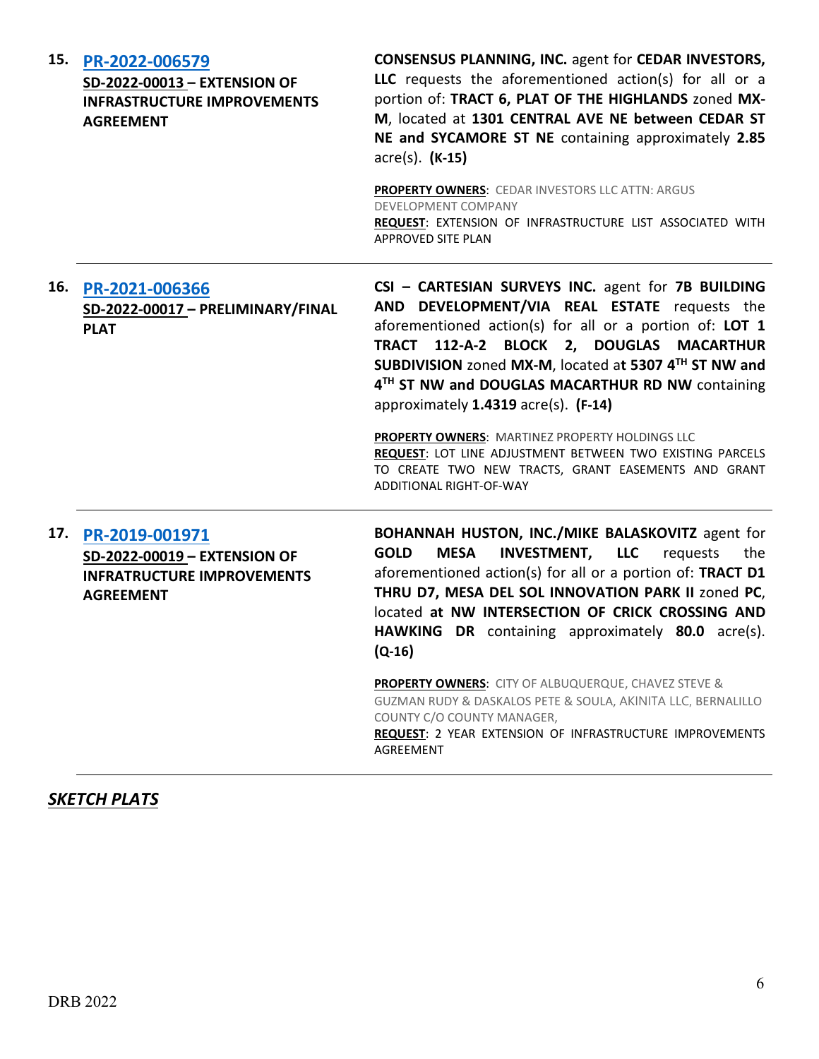**15. [PR-2022-006579](PR-2022-006579)**
**SD-2022-00013 – EXTENSION OF INFRASTRUCTURE IMPROVEMENTS AGREEMENT**

**CONSENSUS PLANNING, INC.** agent for **CEDAR INVESTORS, LLC** requests the aforementioned action(s) for all or a portion of: **TRACT 6, PLAT OF THE HIGHLANDS** zoned **MX-M**, located at **1301 CENTRAL AVE NE between CEDAR ST NE and SYCAMORE ST NE** containing approximately **2.85** acre(s). **(K-15)**

**PROPERTY OWNERS**: CEDAR INVESTORS LLC ATTN: ARGUS DEVELOPMENT COMPANY
**REQUEST**: EXTENSION OF INFRASTRUCTURE LIST ASSOCIATED WITH APPROVED SITE PLAN

---

**16. [PR-2021-006366](PR-2021-006366)**
**SD-2022-00017 – PRELIMINARY/FINAL PLAT**

**CSI – CARTESIAN SURVEYS INC.** agent for **7B BUILDING AND DEVELOPMENT/VIA REAL ESTATE** requests the aforementioned action(s) for all or a portion of: **LOT 1 TRACT 112-A-2 BLOCK 2, DOUGLAS MACARTHUR SUBDIVISION** zoned **MX-M**, located a**t 5307 4TH ST NW and 4TH ST NW and DOUGLAS MACARTHUR RD NW** containing approximately **1.4319** acre(s). **(F-14)**

**PROPERTY OWNERS**: MARTINEZ PROPERTY HOLDINGS LLC
**REQUEST**: LOT LINE ADJUSTMENT BETWEEN TWO EXISTING PARCELS TO CREATE TWO NEW TRACTS, GRANT EASEMENTS AND GRANT ADDITIONAL RIGHT-OF-WAY

---

**17. [PR-2019-001971](PR-2019-001971)**
**SD-2022-00019 – EXTENSION OF INFRATRUCTURE IMPROVEMENTS AGREEMENT**

**BOHANNAH HUSTON, INC./MIKE BALASKOVITZ** agent for **GOLD MESA INVESTMENT, LLC** requests the aforementioned action(s) for all or a portion of: **TRACT D1 THRU D7, MESA DEL SOL INNOVATION PARK II** zoned **PC**, located **at NW INTERSECTION OF CRICK CROSSING AND HAWKING DR** containing approximately **80.0** acre(s). **(Q-16)**

**PROPERTY OWNERS**: CITY OF ALBUQUERQUE, CHAVEZ STEVE & GUZMAN RUDY & DASKALOS PETE & SOULA, AKINITA LLC, BERNALILLO COUNTY C/O COUNTY MANAGER,
**REQUEST**: 2 YEAR EXTENSION OF INFRASTRUCTURE IMPROVEMENTS AGREEMENT

---

***SKETCH PLATS***

DRB 2022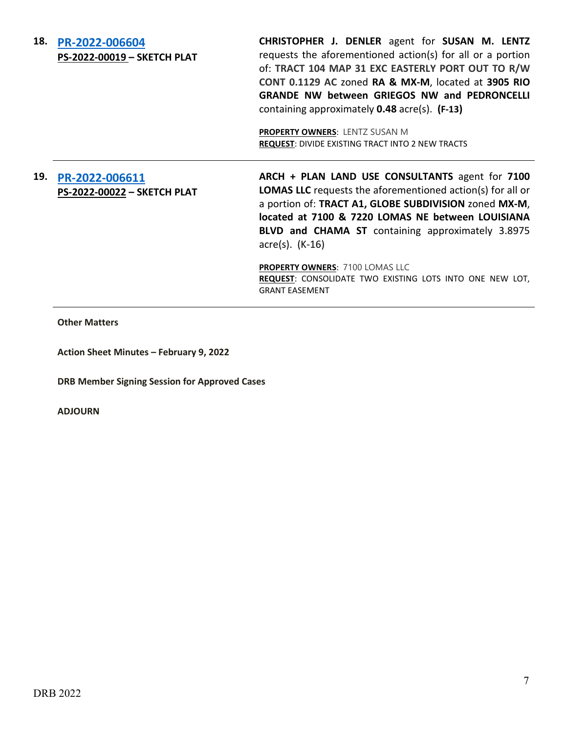18. **PR-2022-006604**
**PS-2022-00019 – SKETCH PLAT**

**CHRISTOPHER J. DENLER** agent for **SUSAN M. LENTZ** requests the aforementioned action(s) for all or a portion of: **TRACT 104 MAP 31 EXC EASTERLY PORT OUT TO R/W CONT 0.1129 AC** zoned **RA & MX-M**, located at **3905 RIO GRANDE NW between GRIEGOS NW and PEDRONCELLI** containing approximately **0.48** acre(s). **(F-13)**

**PROPERTY OWNERS**: LENTZ SUSAN M
**REQUEST**: DIVIDE EXISTING TRACT INTO 2 NEW TRACTS

---

19. **PR-2022-006611**
**PS-2022-00022 – SKETCH PLAT**

**ARCH + PLAN LAND USE CONSULTANTS** agent for **7100 LOMAS LLC** requests the aforementioned action(s) for all or a portion of: **TRACT A1, GLOBE SUBDIVISION** zoned **MX-M**, **located at 7100 & 7220 LOMAS NE between LOUISIANA BLVD and CHAMA ST** containing approximately 3.8975 acre(s). (K-16)

**PROPERTY OWNERS**: 7100 LOMAS LLC
**REQUEST**: CONSOLIDATE TWO EXISTING LOTS INTO ONE NEW LOT, GRANT EASEMENT

---

**Other Matters**

**Action Sheet Minutes – February 9, 2022**

**DRB Member Signing Session for Approved Cases**

**ADJOURN**